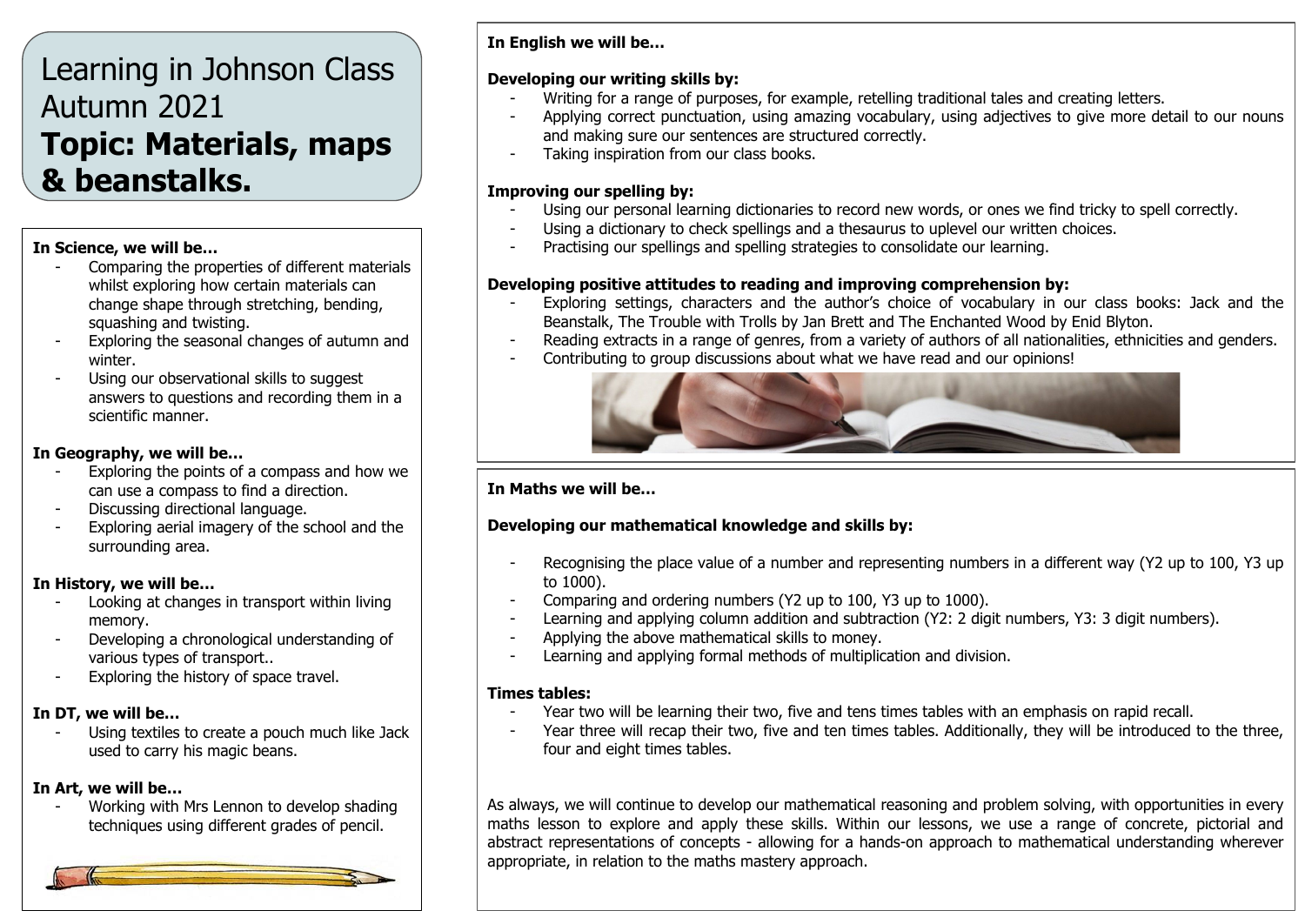# Learning in Johnson Class Autumn 2021

## Topic: Materials, maps & beanstalks.

**In Science, we will be…**

- Comparing the properties of different materials whilst exploring how certain materials can change shape through stretching, bending, squashing and twisting.
- Exploring the seasonal changes of autumn and winter.
- Using our observational skills to suggest answers to questions and recording them in a scientific manner.

**In Geography, we will be…**

- Exploring the points of a compass and how we can use a compass to find a direction.
- Discussing directional language.
- Exploring aerial imagery of the school and the surrounding area.

**In History, we will be…**

- Looking at changes in transport within living memory.
- Developing a chronological understanding of various types of transport..
- Exploring the history of space travel.

**In DT, we will be…**

- Using textiles to create a pouch much like Jack used to carry his magic beans.

**In Art, we will be…**

- Working with Mrs Lennon to develop shading techniques using different grades of pencil.

**In English we will be…**

**Developing our writing skills by:**

- Writing for a range of purposes, for example, retelling traditional tales and creating letters.
- Applying correct punctuation, using amazing vocabulary, using adjectives to give more detail to our nouns and making sure our sentences are structured correctly.
- Taking inspiration from our class books.

**Improving our spelling by:**

- Using our personal learning dictionaries to record new words, or ones we find tricky to spell correctly.
- Using a dictionary to check spellings and a thesaurus to uplevel our written choices.
- Practising our spellings and spelling strategies to consolidate our learning.

**Developing positive attitudes to reading and improving comprehension by:**

- Exploring settings, characters and the author's choice of vocabulary in our class books: Jack and the Beanstalk, The Trouble with Trolls by Jan Brett and The Enchanted Wood by Enid Blyton.
- Reading extracts in a range of genres, from a variety of authors of all nationalities, ethnicities and genders.
- Contributing to group discussions about what we have read and our opinions!

**In Maths we will be…**

**Developing our mathematical knowledge and skills by:**

- Recognising the place value of a number and representing numbers in a different way (Y2 up to 100, Y3 up to 1000).
- Comparing and ordering numbers (Y2 up to 100, Y3 up to 1000).
- Learning and applying column addition and subtraction (Y2: 2 digit numbers, Y3: 3 digit numbers).
- Applying the above mathematical skills to money.
- Learning and applying formal methods of multiplication and division.

**Times tables:**

- Year two will be learning their two, five and tens times tables with an emphasis on rapid recall.
- Year three will recap their two, five and ten times tables. Additionally, they will be introduced to the three, four and eight times tables.

As always, we will continue to develop our mathematical reasoning and problem solving, with opportunities in every maths lesson to explore and apply these skills. Within our lessons, we use a range of concrete, pictorial and abstract representations of concepts - allowing for a hands-on approach to mathematical understanding wherever appropriate, in relation to the maths mastery approach.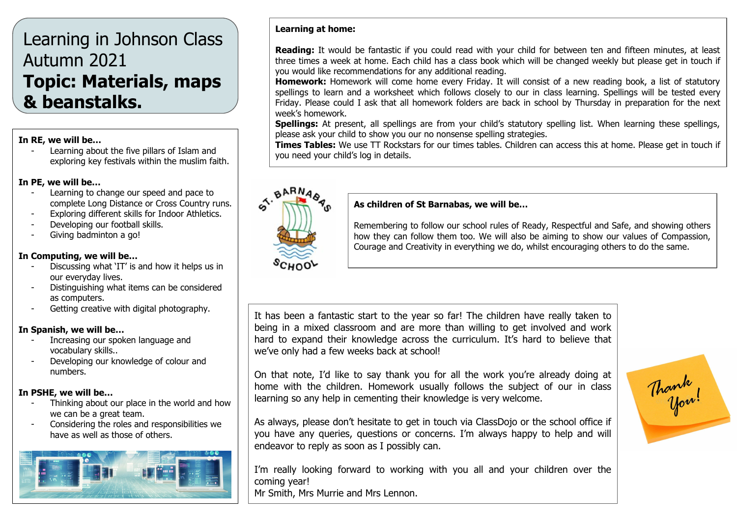# Learning in Johnson Class Autumn 2021

# Topic: Materials, maps & beanstalks.

**In RE, we will be…**

- Learning about the five pillars of Islam and exploring key festivals within the muslim faith.

**In PE, we will be…**

- Learning to change our speed and pace to complete Long Distance or Cross Country runs.
- Exploring different skills for Indoor Athletics.
- Developing our football skills.
- Giving badminton a go!

**In Computing, we will be…**

- Discussing what 'IT' is and how it helps us in our everyday lives.
- Distinguishing what items can be considered as computers.
- Getting creative with digital photography.

**In Spanish, we will be…**

- Increasing our spoken language and vocabulary skills..
- Developing our knowledge of colour and numbers.

**In PSHE, we will be…**

- Thinking about our place in the world and how we can be a great team.
- Considering the roles and responsibilities we have as well as those of others.

**Learning at home:**

**Reading:** It would be fantastic if you could read with your child for between ten and fifteen minutes, at least three times a week at home. Each child has a class book which will be changed weekly but please get in touch if you would like recommendations for any additional reading.

**Homework:** Homework will come home every Friday. It will consist of a new reading book, a list of statutory spellings to learn and a worksheet which follows closely to our in class learning. Spellings will be tested every Friday. Please could I ask that all homework folders are back in school by Thursday in preparation for the next week's homework.

**Spellings:** At present, all spellings are from your child's statutory spelling list. When learning these spellings, please ask your child to show you our no nonsense spelling strategies.

**Times Tables:** We use TT Rockstars for our times tables. Children can access this at home. Please get in touch if you need your child's log in details.

ST. BARNABAS SCHOOL

**As children of St Barnabas, we will be…**

Remembering to follow our school rules of Ready, Respectful and Safe, and showing others how they can follow them too. We will also be aiming to show our values of Compassion, Courage and Creativity in everything we do, whilst encouraging others to do the same.

It has been a fantastic start to the year so far! The children have really taken to being in a mixed classroom and are more than willing to get involved and work hard to expand their knowledge across the curriculum. It's hard to believe that we've only had a few weeks back at school!

On that note, I'd like to say thank you for all the work you're already doing at home with the children. Homework usually follows the subject of our in class learning so any help in cementing their knowledge is very welcome.

As always, please don't hesitate to get in touch via ClassDojo or the school office if you have any queries, questions or concerns. I'm always happy to help and will endeavor to reply as soon as I possibly can.

I'm really looking forward to working with you all and your children over the coming year!
Mr Smith, Mrs Murrie and Mrs Lennon.

Thank You!